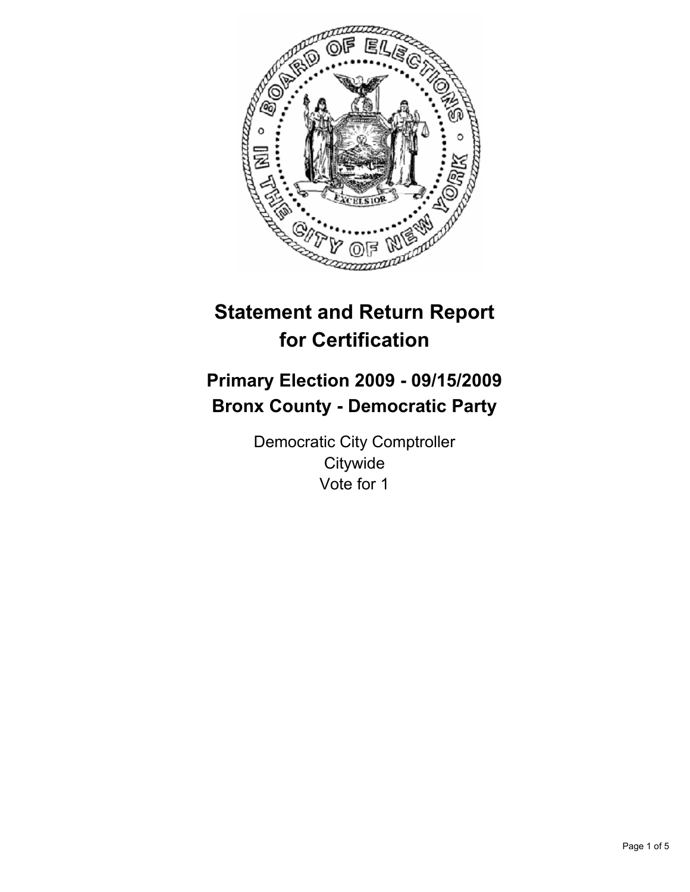# Statement and Return Report for Certification

## Primary Election 2009 - 09/15/2009
## Bronx County - Democratic Party

Democratic City Comptroller
Citywide
Vote for 1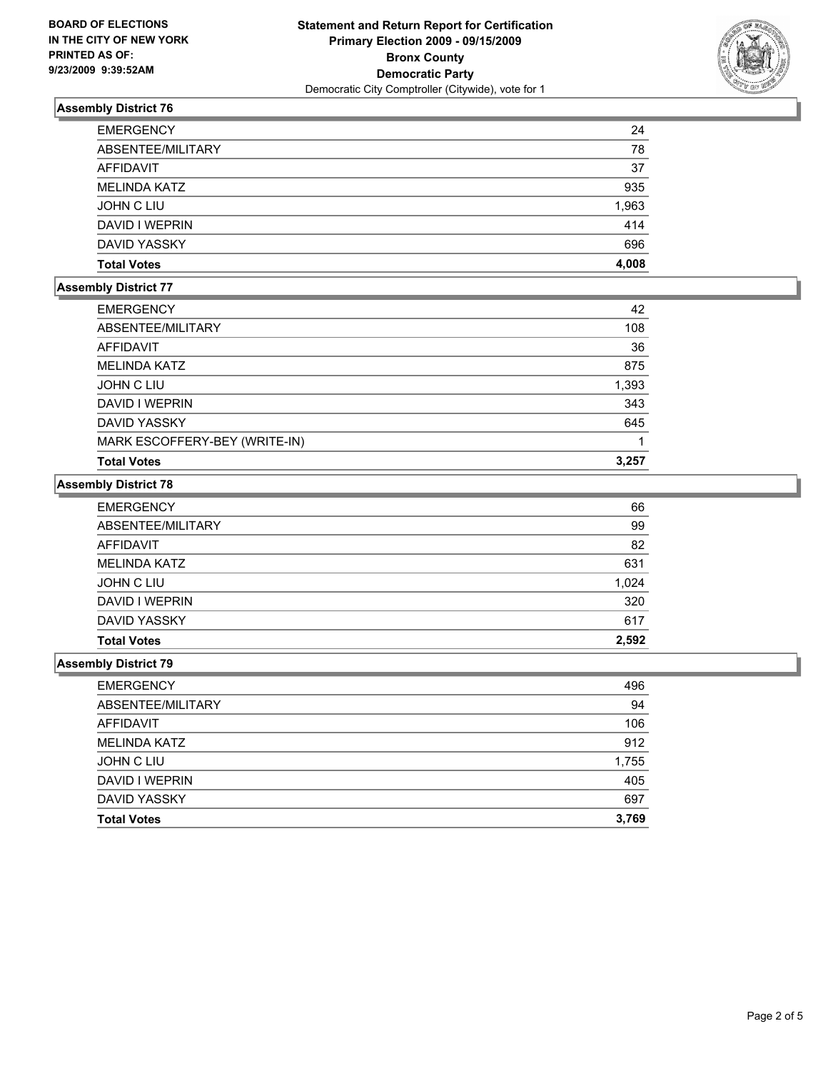**BOARD OF ELECTIONS**
**IN THE CITY OF NEW YORK**
**PRINTED AS OF:**
**9/23/2009 9:39:52AM**

# Statement and Return Report for Certification
## Primary Election 2009 - 09/15/2009
## Bronx County
## Democratic Party
Democratic City Comptroller (Citywide), vote for 1

### Assembly District 76

| | |
|---|---|
| EMERGENCY | 24 |
| ABSENTEE/MILITARY | 78 |
| AFFIDAVIT | 37 |
| MELINDA KATZ | 935 |
| JOHN C LIU | 1,963 |
| DAVID I WEPRIN | 414 |
| DAVID YASSKY | 696 |
| **Total Votes** | **4,008** |

### Assembly District 77

| | |
|---|---|
| EMERGENCY | 42 |
| ABSENTEE/MILITARY | 108 |
| AFFIDAVIT | 36 |
| MELINDA KATZ | 875 |
| JOHN C LIU | 1,393 |
| DAVID I WEPRIN | 343 |
| DAVID YASSKY | 645 |
| MARK ESCOFFERY-BEY (WRITE-IN) | 1 |
| **Total Votes** | **3,257** |

### Assembly District 78

| | |
|---|---|
| EMERGENCY | 66 |
| ABSENTEE/MILITARY | 99 |
| AFFIDAVIT | 82 |
| MELINDA KATZ | 631 |
| JOHN C LIU | 1,024 |
| DAVID I WEPRIN | 320 |
| DAVID YASSKY | 617 |
| **Total Votes** | **2,592** |

### Assembly District 79

| | |
|---|---|
| EMERGENCY | 496 |
| ABSENTEE/MILITARY | 94 |
| AFFIDAVIT | 106 |
| MELINDA KATZ | 912 |
| JOHN C LIU | 1,755 |
| DAVID I WEPRIN | 405 |
| DAVID YASSKY | 697 |
| **Total Votes** | **3,769** |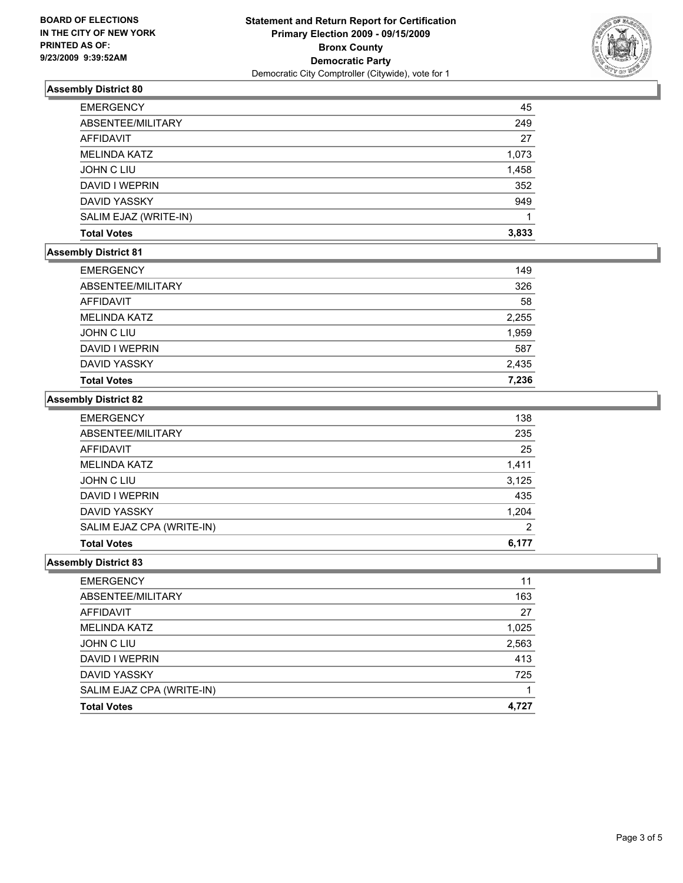**BOARD OF ELECTIONS IN THE CITY OF NEW YORK PRINTED AS OF: 9/23/2009 9:39:52AM**

**Statement and Return Report for Certification Primary Election 2009 - 09/15/2009 Bronx County Democratic Party**

Democratic City Comptroller (Citywide), vote for 1

### Assembly District 80

| | |
|---|---|
| EMERGENCY | 45 |
| ABSENTEE/MILITARY | 249 |
| AFFIDAVIT | 27 |
| MELINDA KATZ | 1,073 |
| JOHN C LIU | 1,458 |
| DAVID I WEPRIN | 352 |
| DAVID YASSKY | 949 |
| SALIM EJAZ (WRITE-IN) | 1 |
| **Total Votes** | **3,833** |

### Assembly District 81

| | |
|---|---|
| EMERGENCY | 149 |
| ABSENTEE/MILITARY | 326 |
| AFFIDAVIT | 58 |
| MELINDA KATZ | 2,255 |
| JOHN C LIU | 1,959 |
| DAVID I WEPRIN | 587 |
| DAVID YASSKY | 2,435 |
| **Total Votes** | **7,236** |

### Assembly District 82

| | |
|---|---|
| EMERGENCY | 138 |
| ABSENTEE/MILITARY | 235 |
| AFFIDAVIT | 25 |
| MELINDA KATZ | 1,411 |
| JOHN C LIU | 3,125 |
| DAVID I WEPRIN | 435 |
| DAVID YASSKY | 1,204 |
| SALIM EJAZ CPA (WRITE-IN) | 2 |
| **Total Votes** | **6,177** |

### Assembly District 83

| | |
|---|---|
| EMERGENCY | 11 |
| ABSENTEE/MILITARY | 163 |
| AFFIDAVIT | 27 |
| MELINDA KATZ | 1,025 |
| JOHN C LIU | 2,563 |
| DAVID I WEPRIN | 413 |
| DAVID YASSKY | 725 |
| SALIM EJAZ CPA (WRITE-IN) | 1 |
| **Total Votes** | **4,727** |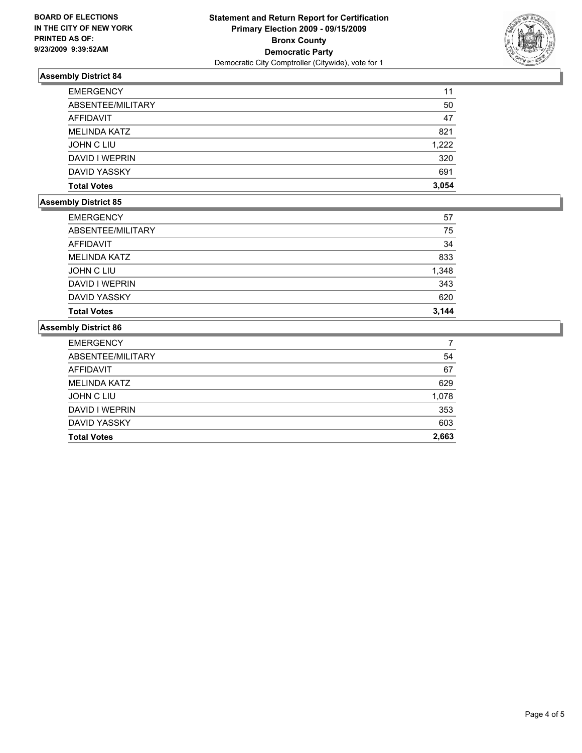BOARD OF ELECTIONS
IN THE CITY OF NEW YORK
PRINTED AS OF:
9/23/2009 9:39:52AM

**Statement and Return Report for Certification**
**Primary Election 2009 - 09/15/2009**
**Bronx County**
**Democratic Party**
Democratic City Comptroller (Citywide), vote for 1

### Assembly District 84

| | |
|---|---|
| EMERGENCY | 11 |
| ABSENTEE/MILITARY | 50 |
| AFFIDAVIT | 47 |
| MELINDA KATZ | 821 |
| JOHN C LIU | 1,222 |
| DAVID I WEPRIN | 320 |
| DAVID YASSKY | 691 |
| **Total Votes** | **3,054** |

### Assembly District 85

| | |
|---|---|
| EMERGENCY | 57 |
| ABSENTEE/MILITARY | 75 |
| AFFIDAVIT | 34 |
| MELINDA KATZ | 833 |
| JOHN C LIU | 1,348 |
| DAVID I WEPRIN | 343 |
| DAVID YASSKY | 620 |
| **Total Votes** | **3,144** |

### Assembly District 86

| | |
|---|---|
| EMERGENCY | 7 |
| ABSENTEE/MILITARY | 54 |
| AFFIDAVIT | 67 |
| MELINDA KATZ | 629 |
| JOHN C LIU | 1,078 |
| DAVID I WEPRIN | 353 |
| DAVID YASSKY | 603 |
| **Total Votes** | **2,663** |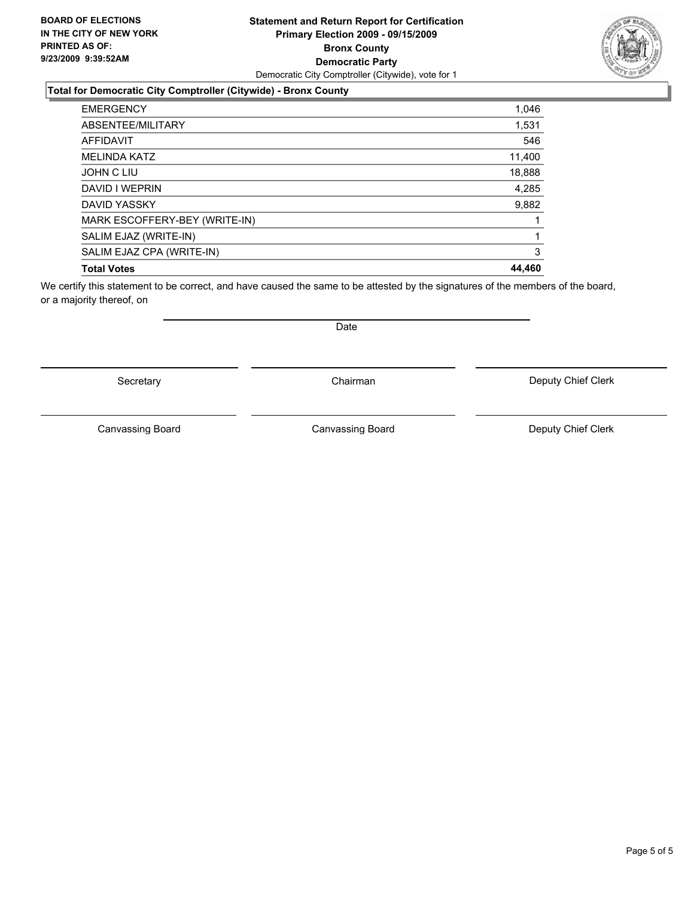**BOARD OF ELECTIONS IN THE CITY OF NEW YORK PRINTED AS OF: 9/23/2009 9:39:52AM**

**Statement and Return Report for Certification**
**Primary Election 2009 - 09/15/2009**
**Bronx County**
**Democratic Party**
Democratic City Comptroller (Citywide), vote for 1

### Total for Democratic City Comptroller (Citywide) - Bronx County

| | |
|---|---|
| EMERGENCY | 1,046 |
| ABSENTEE/MILITARY | 1,531 |
| AFFIDAVIT | 546 |
| MELINDA KATZ | 11,400 |
| JOHN C LIU | 18,888 |
| DAVID I WEPRIN | 4,285 |
| DAVID YASSKY | 9,882 |
| MARK ESCOFFERY-BEY (WRITE-IN) | 1 |
| SALIM EJAZ (WRITE-IN) | 1 |
| SALIM EJAZ CPA (WRITE-IN) | 3 |
| **Total Votes** | **44,460** |

We certify this statement to be correct, and have caused the same to be attested by the signatures of the members of the board, or a majority thereof, on

Date

Secretary | Chairman | Deputy Chief Clerk

Canvassing Board | Canvassing Board | Deputy Chief Clerk